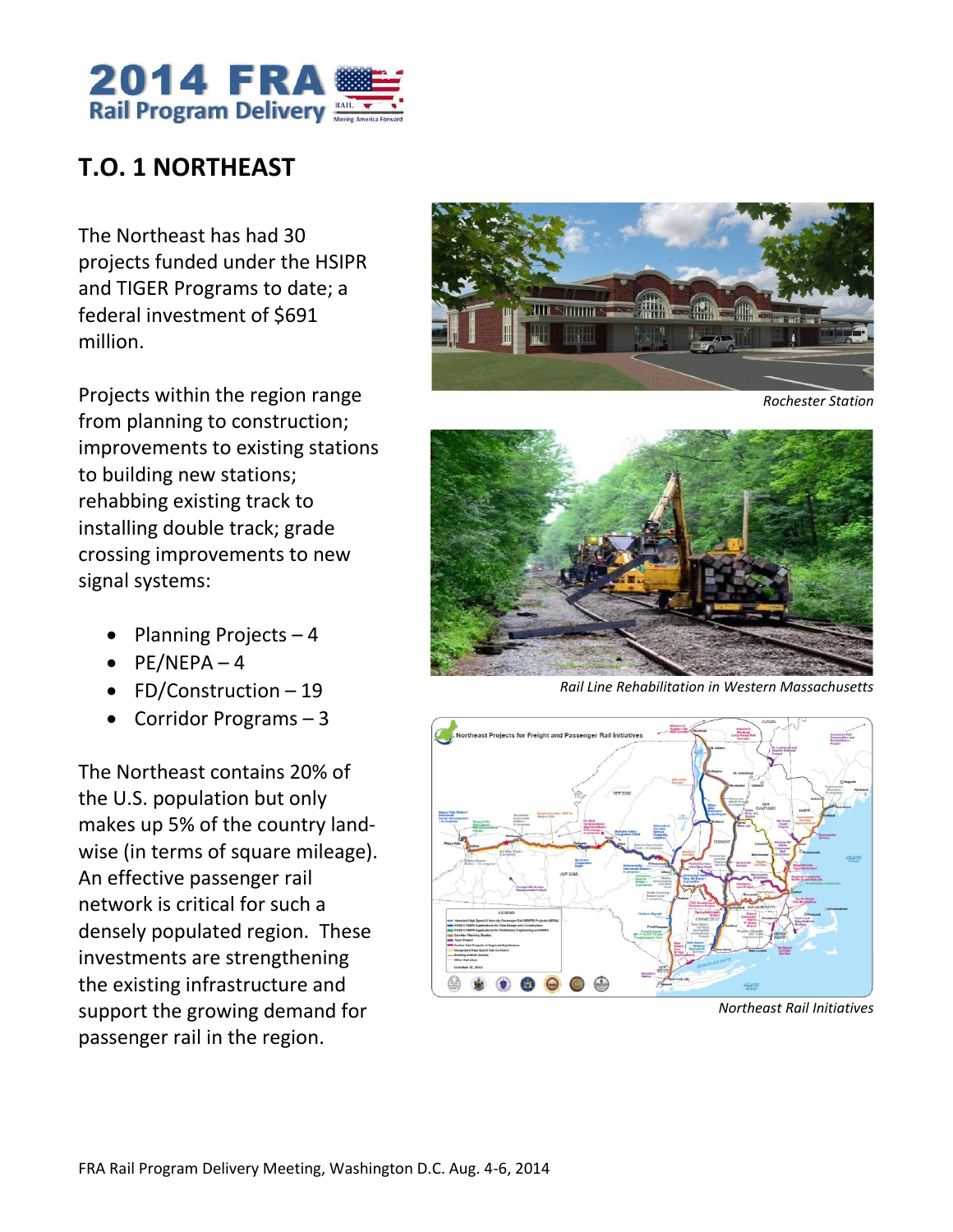# 2014 FRA Rail Program Delivery

## T.O. 1 NORTHEAST

The Northeast has had 30 projects funded under the HSIPR and TIGER Programs to date; a federal investment of $691 million.

Projects within the region range from planning to construction; improvements to existing stations to building new stations; rehabbing existing track to installing double track; grade crossing improvements to new signal systems:

- Planning Projects – 4
- PE/NEPA – 4
- FD/Construction – 19
- Corridor Programs – 3

The Northeast contains 20% of the U.S. population but only makes up 5% of the country land-wise (in terms of square mileage). An effective passenger rail network is critical for such a densely populated region. These investments are strengthening the existing infrastructure and support the growing demand for passenger rail in the region.

*Rochester Station*

*Rail Line Rehabilitation in Western Massachusetts*

*Northeast Rail Initiatives*

FRA Rail Program Delivery Meeting, Washington D.C. Aug. 4-6, 2014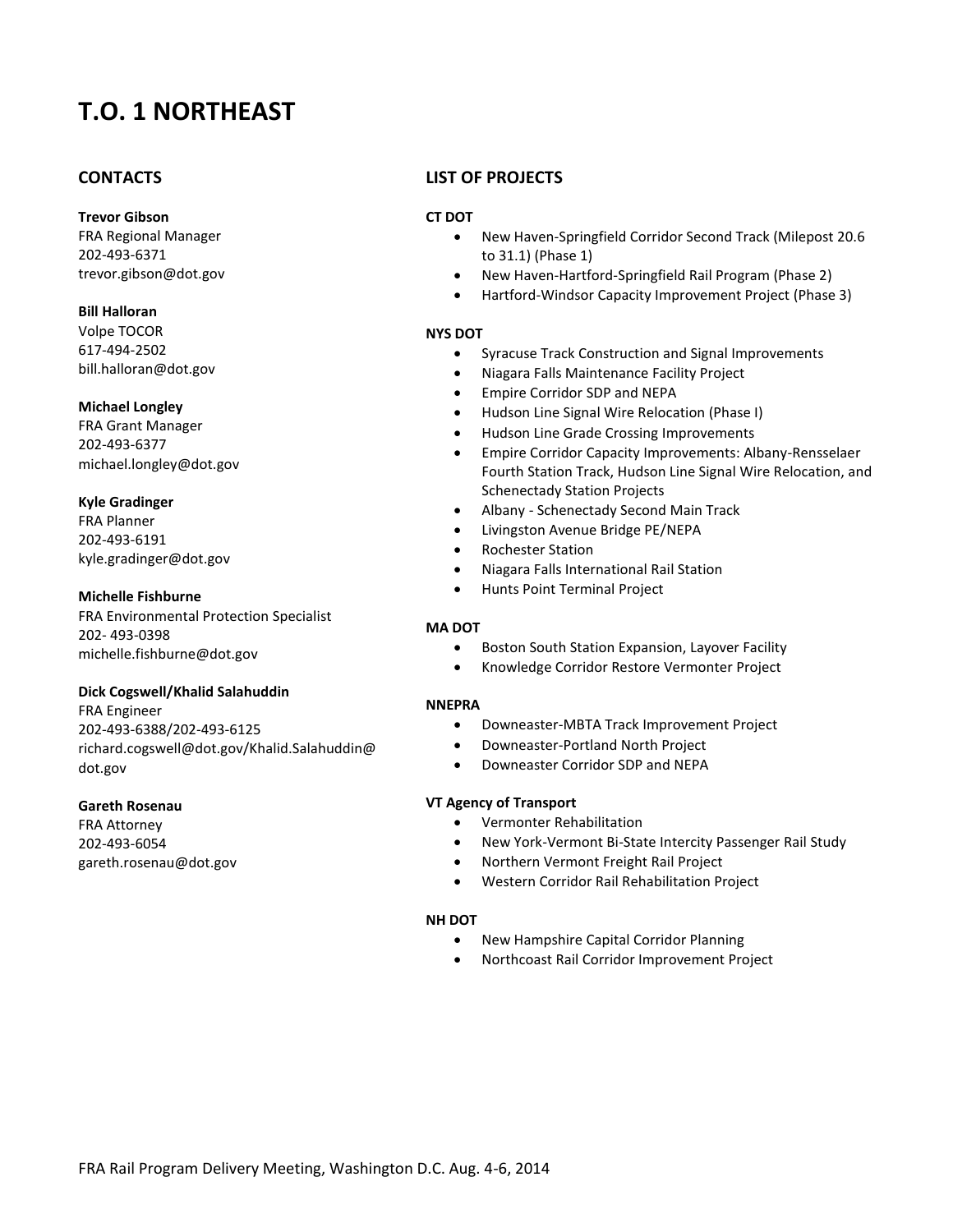# T.O. 1 NORTHEAST

## CONTACTS

**Trevor Gibson**
FRA Regional Manager
202-493-6371
trevor.gibson@dot.gov

**Bill Halloran**
Volpe TOCOR
617-494-2502
bill.halloran@dot.gov

**Michael Longley**
FRA Grant Manager
202-493-6377
michael.longley@dot.gov

**Kyle Gradinger**
FRA Planner
202-493-6191
kyle.gradinger@dot.gov

**Michelle Fishburne**
FRA Environmental Protection Specialist
202- 493-0398
michelle.fishburne@dot.gov

**Dick Cogswell/Khalid Salahuddin**
FRA Engineer
202-493-6388/202-493-6125
richard.cogswell@dot.gov/Khalid.Salahuddin@dot.gov

**Gareth Rosenau**
FRA Attorney
202-493-6054
gareth.rosenau@dot.gov

## LIST OF PROJECTS

**CT DOT**

- New Haven-Springfield Corridor Second Track (Milepost 20.6 to 31.1) (Phase 1)
- New Haven-Hartford-Springfield Rail Program (Phase 2)
- Hartford-Windsor Capacity Improvement Project (Phase 3)

**NYS DOT**

- Syracuse Track Construction and Signal Improvements
- Niagara Falls Maintenance Facility Project
- Empire Corridor SDP and NEPA
- Hudson Line Signal Wire Relocation (Phase I)
- Hudson Line Grade Crossing Improvements
- Empire Corridor Capacity Improvements: Albany-Rensselaer Fourth Station Track, Hudson Line Signal Wire Relocation, and Schenectady Station Projects
- Albany - Schenectady Second Main Track
- Livingston Avenue Bridge PE/NEPA
- Rochester Station
- Niagara Falls International Rail Station
- Hunts Point Terminal Project

**MA DOT**

- Boston South Station Expansion, Layover Facility
- Knowledge Corridor Restore Vermonter Project

**NNEPRA**

- Downeaster-MBTA Track Improvement Project
- Downeaster-Portland North Project
- Downeaster Corridor SDP and NEPA

**VT Agency of Transport**

- Vermonter Rehabilitation
- New York-Vermont Bi-State Intercity Passenger Rail Study
- Northern Vermont Freight Rail Project
- Western Corridor Rail Rehabilitation Project

**NH DOT**

- New Hampshire Capital Corridor Planning
- Northcoast Rail Corridor Improvement Project